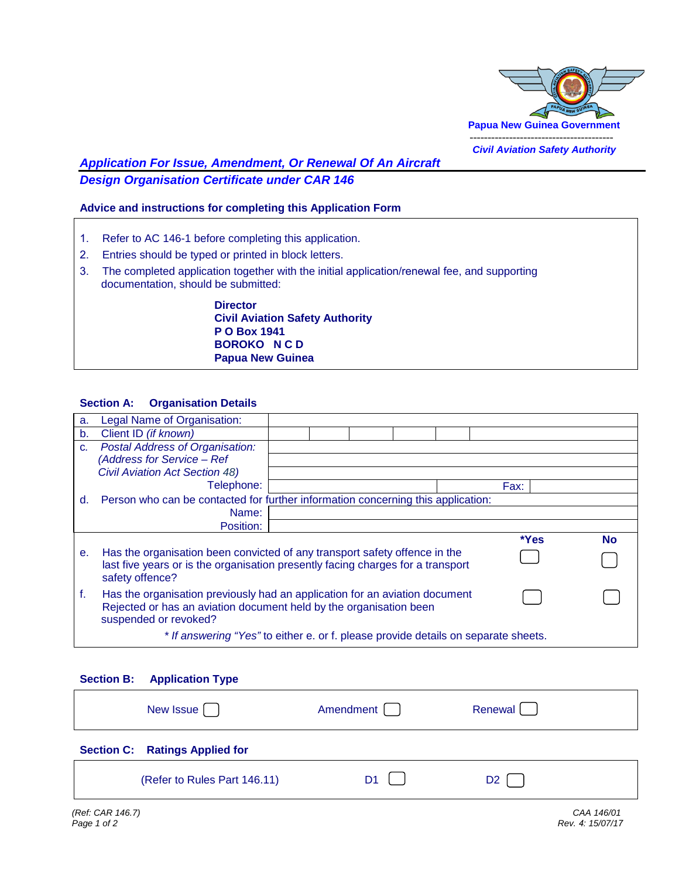Papua New Guinea Government

Civil Aviation Safety Authority

## Application For Issue, Amendment, Or Renewal Of An Aircraft Design Organisation Certificate under CAR 146

### Advice and instructions for completing this Application Form

1. Refer to AC 146-1 before completing this application.
2. Entries should be typed or printed in block letters.
3. The completed application together with the initial application/renewal fee, and supporting documentation, should be submitted:

   **Director**
   **Civil Aviation Safety Authority**
   **P O Box 1941**
   **BOROKO N C D**
   **Papua New Guinea**

### Section A: Organisation Details

| | | |
|---|---|---|
| a. | Legal Name of Organisation: | |
| b. | Client ID *(if known)* | |
| c. | *Postal Address of Organisation: (Address for Service – Ref Civil Aviation Act Section 48)* | |
| | Telephone: | Fax: |
| d. | Person who can be contacted for further information concerning this application: | |
| | Name: | |
| | Position: | |

| | | *Yes | No |
|---|---|---|---|
| e. | Has the organisation been convicted of any transport safety offence in the last five years or is the organisation presently facing charges for a transport safety offence? | ☐ | ☐ |
| f. | Has the organisation previously had an application for an aviation document Rejected or has an aviation document held by the organisation been suspended or revoked? | ☐ | ☐ |

*\* If answering "Yes"* to either e. or f. please provide details on separate sheets.

### Section B: Application Type

New Issue ☐ Amendment ☐ Renewal ☐

### Section C: Ratings Applied for

(Refer to Rules Part 146.11) D1 ☐ D2 ☐

*(Ref: CAR 146.7)*

*CAA 146/01*
*Rev. 4: 15/07/17*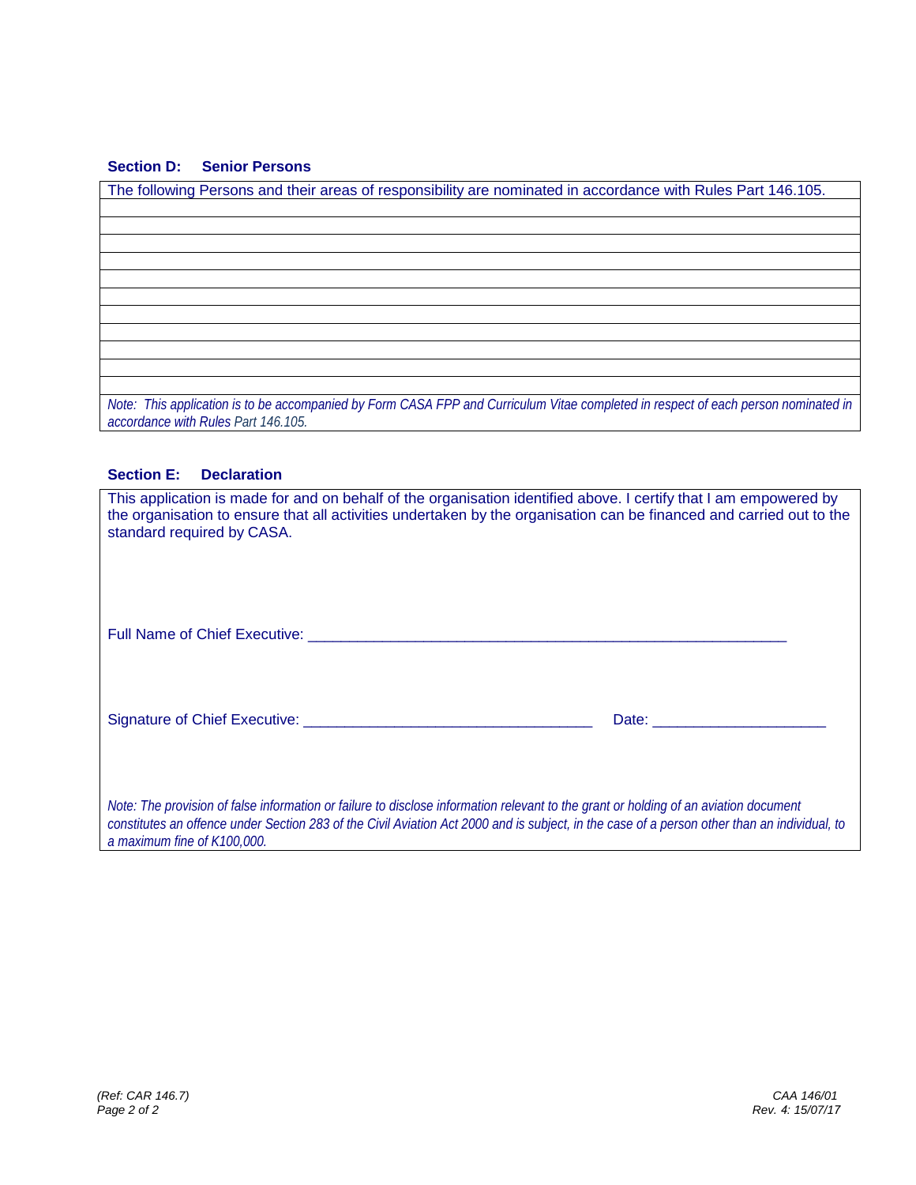### Section D: Senior Persons

| |
|---|
| The following Persons and their areas of responsibility are nominated in accordance with Rules Part 146.105. |
| |
| |
| |
| |
| |
| |
| |
| |
| |
| |
| |
| *Note: This application is to be accompanied by Form CASA FPP and Curriculum Vitae completed in respect of each person nominated in accordance with Rules Part 146.105.* |

### Section E: Declaration

This application is made for and on behalf of the organisation identified above. I certify that I am empowered by the organisation to ensure that all activities undertaken by the organisation can be financed and carried out to the standard required by CASA.

Full Name of Chief Executive: ____________________________________________________________

Signature of Chief Executive: ____________________________________ Date: ______________________

*Note: The provision of false information or failure to disclose information relevant to the grant or holding of an aviation document constitutes an offence under Section 283 of the Civil Aviation Act 2000 and is subject, in the case of a person other than an individual, to a maximum fine of K100,000.*

*(Ref: CAR 146.7)* *CAA 146/01*
*Rev. 4: 15/07/17*